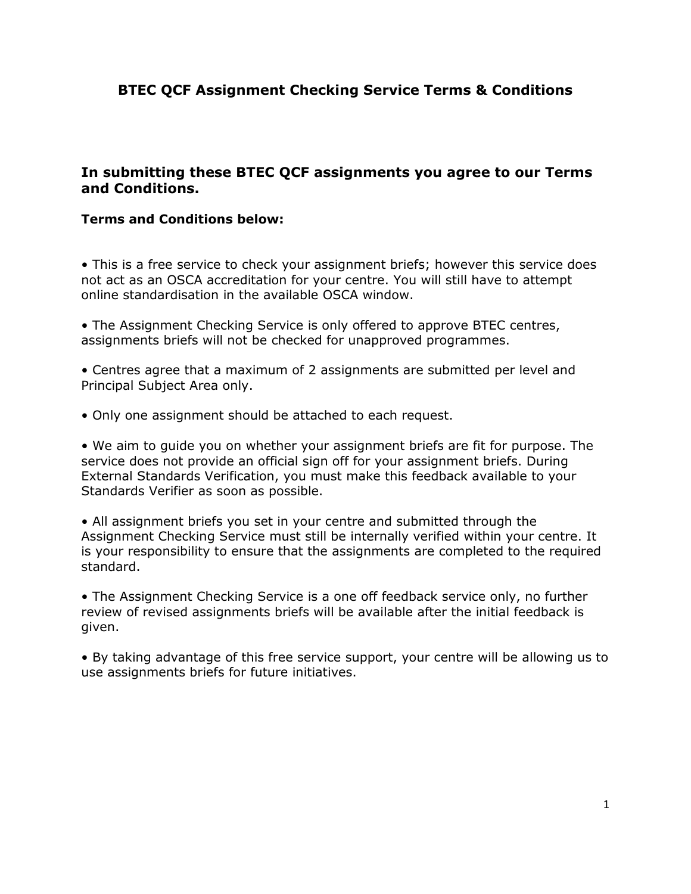# BTEC QCF Assignment Checking Service Terms & Conditions

## In submitting these BTEC QCF assignments you agree to our Terms and Conditions.

**Terms and Conditions below:**

- This is a free service to check your assignment briefs; however this service does not act as an OSCA accreditation for your centre. You will still have to attempt online standardisation in the available OSCA window.

- The Assignment Checking Service is only offered to approve BTEC centres, assignments briefs will not be checked for unapproved programmes.

- Centres agree that a maximum of 2 assignments are submitted per level and Principal Subject Area only.

- Only one assignment should be attached to each request.

- We aim to guide you on whether your assignment briefs are fit for purpose. The service does not provide an official sign off for your assignment briefs. During External Standards Verification, you must make this feedback available to your Standards Verifier as soon as possible.

- All assignment briefs you set in your centre and submitted through the Assignment Checking Service must still be internally verified within your centre. It is your responsibility to ensure that the assignments are completed to the required standard.

- The Assignment Checking Service is a one off feedback service only, no further review of revised assignments briefs will be available after the initial feedback is given.

- By taking advantage of this free service support, your centre will be allowing us to use assignments briefs for future initiatives.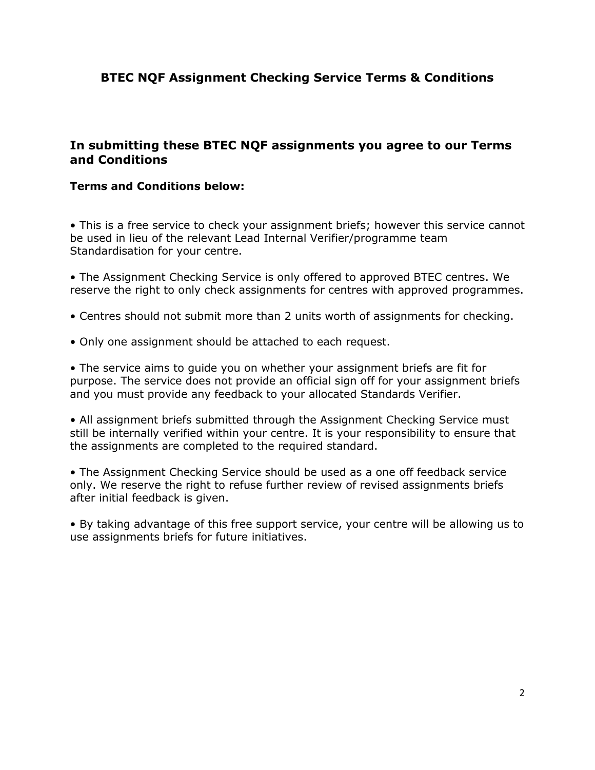# BTEC NQF Assignment Checking Service Terms & Conditions

## In submitting these BTEC NQF assignments you agree to our Terms and Conditions

**Terms and Conditions below:**

- This is a free service to check your assignment briefs; however this service cannot be used in lieu of the relevant Lead Internal Verifier/programme team Standardisation for your centre.

- The Assignment Checking Service is only offered to approved BTEC centres. We reserve the right to only check assignments for centres with approved programmes.

- Centres should not submit more than 2 units worth of assignments for checking.

- Only one assignment should be attached to each request.

- The service aims to guide you on whether your assignment briefs are fit for purpose. The service does not provide an official sign off for your assignment briefs and you must provide any feedback to your allocated Standards Verifier.

- All assignment briefs submitted through the Assignment Checking Service must still be internally verified within your centre. It is your responsibility to ensure that the assignments are completed to the required standard.

- The Assignment Checking Service should be used as a one off feedback service only. We reserve the right to refuse further review of revised assignments briefs after initial feedback is given.

- By taking advantage of this free support service, your centre will be allowing us to use assignments briefs for future initiatives.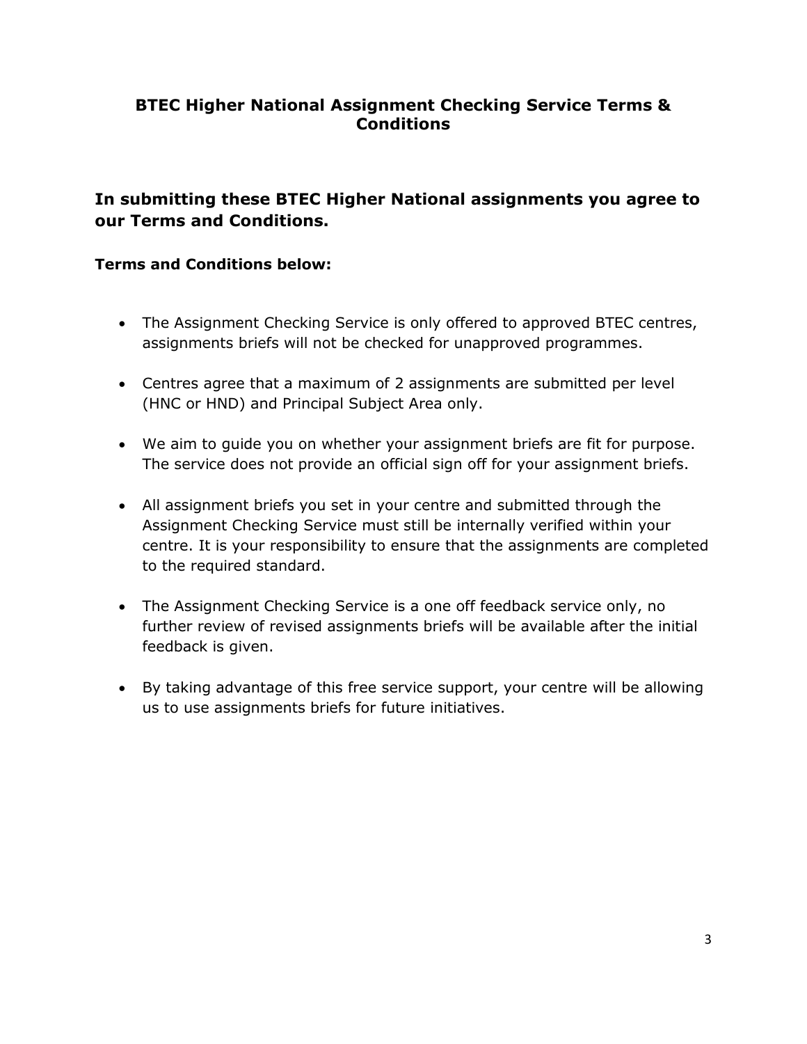## BTEC Higher National Assignment Checking Service Terms & Conditions

### In submitting these BTEC Higher National assignments you agree to our Terms and Conditions.

**Terms and Conditions below:**

- The Assignment Checking Service is only offered to approved BTEC centres, assignments briefs will not be checked for unapproved programmes.
- Centres agree that a maximum of 2 assignments are submitted per level (HNC or HND) and Principal Subject Area only.
- We aim to guide you on whether your assignment briefs are fit for purpose. The service does not provide an official sign off for your assignment briefs.
- All assignment briefs you set in your centre and submitted through the Assignment Checking Service must still be internally verified within your centre. It is your responsibility to ensure that the assignments are completed to the required standard.
- The Assignment Checking Service is a one off feedback service only, no further review of revised assignments briefs will be available after the initial feedback is given.
- By taking advantage of this free service support, your centre will be allowing us to use assignments briefs for future initiatives.